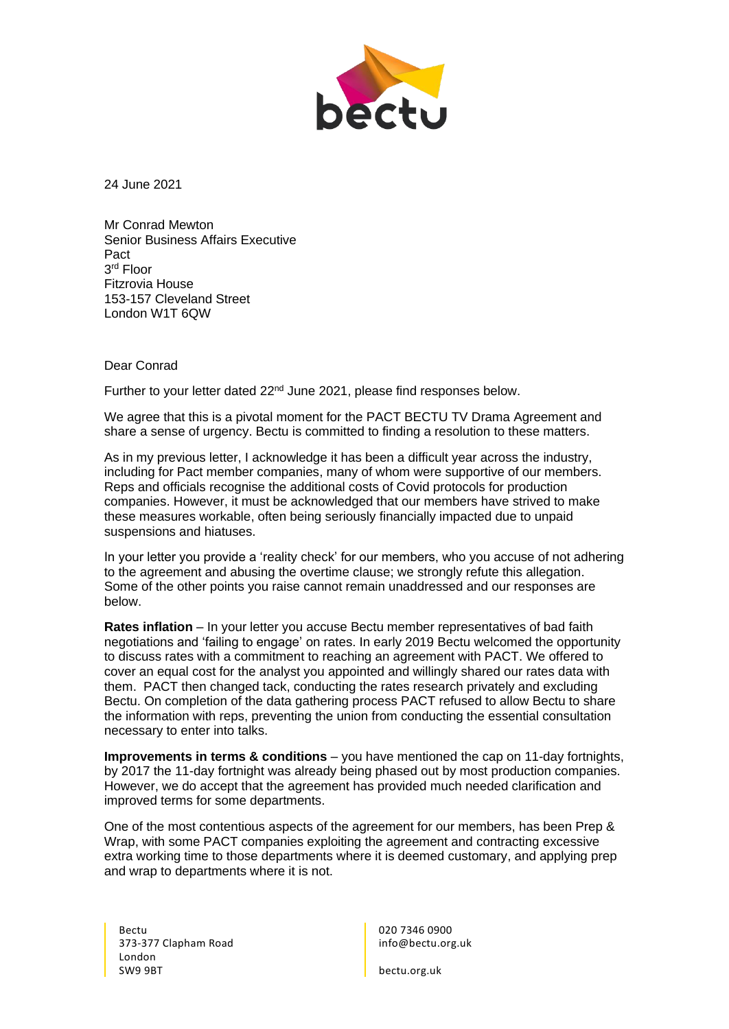24 June 2021

Mr Conrad Mewton
Senior Business Affairs Executive
Pact
3rd Floor
Fitzrovia House
153-157 Cleveland Street
London W1T 6QW

Dear Conrad

Further to your letter dated 22nd June 2021, please find responses below.

We agree that this is a pivotal moment for the PACT BECTU TV Drama Agreement and share a sense of urgency. Bectu is committed to finding a resolution to these matters.

As in my previous letter, I acknowledge it has been a difficult year across the industry, including for Pact member companies, many of whom were supportive of our members. Reps and officials recognise the additional costs of Covid protocols for production companies. However, it must be acknowledged that our members have strived to make these measures workable, often being seriously financially impacted due to unpaid suspensions and hiatuses.

In your letter you provide a 'reality check' for our members, who you accuse of not adhering to the agreement and abusing the overtime clause; we strongly refute this allegation. Some of the other points you raise cannot remain unaddressed and our responses are below.

**Rates inflation** – In your letter you accuse Bectu member representatives of bad faith negotiations and 'failing to engage' on rates. In early 2019 Bectu welcomed the opportunity to discuss rates with a commitment to reaching an agreement with PACT. We offered to cover an equal cost for the analyst you appointed and willingly shared our rates data with them. PACT then changed tack, conducting the rates research privately and excluding Bectu. On completion of the data gathering process PACT refused to allow Bectu to share the information with reps, preventing the union from conducting the essential consultation necessary to enter into talks.

**Improvements in terms & conditions** – you have mentioned the cap on 11-day fortnights, by 2017 the 11-day fortnight was already being phased out by most production companies. However, we do accept that the agreement has provided much needed clarification and improved terms for some departments.

One of the most contentious aspects of the agreement for our members, has been Prep & Wrap, with some PACT companies exploiting the agreement and contracting excessive extra working time to those departments where it is deemed customary, and applying prep and wrap to departments where it is not.

Bectu
373-377 Clapham Road
London
SW9 9BT

020 7346 0900
info@bectu.org.uk

bectu.org.uk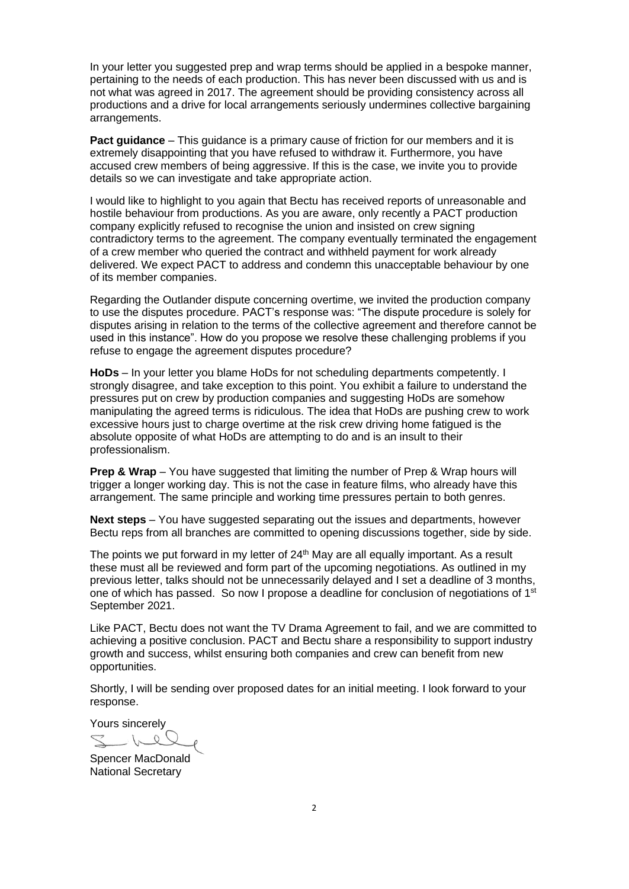In your letter you suggested prep and wrap terms should be applied in a bespoke manner, pertaining to the needs of each production. This has never been discussed with us and is not what was agreed in 2017. The agreement should be providing consistency across all productions and a drive for local arrangements seriously undermines collective bargaining arrangements.

**Pact guidance** – This guidance is a primary cause of friction for our members and it is extremely disappointing that you have refused to withdraw it. Furthermore, you have accused crew members of being aggressive. If this is the case, we invite you to provide details so we can investigate and take appropriate action.

I would like to highlight to you again that Bectu has received reports of unreasonable and hostile behaviour from productions. As you are aware, only recently a PACT production company explicitly refused to recognise the union and insisted on crew signing contradictory terms to the agreement. The company eventually terminated the engagement of a crew member who queried the contract and withheld payment for work already delivered. We expect PACT to address and condemn this unacceptable behaviour by one of its member companies.

Regarding the Outlander dispute concerning overtime, we invited the production company to use the disputes procedure. PACT's response was: "The dispute procedure is solely for disputes arising in relation to the terms of the collective agreement and therefore cannot be used in this instance". How do you propose we resolve these challenging problems if you refuse to engage the agreement disputes procedure?

**HoDs** – In your letter you blame HoDs for not scheduling departments competently. I strongly disagree, and take exception to this point. You exhibit a failure to understand the pressures put on crew by production companies and suggesting HoDs are somehow manipulating the agreed terms is ridiculous. The idea that HoDs are pushing crew to work excessive hours just to charge overtime at the risk crew driving home fatigued is the absolute opposite of what HoDs are attempting to do and is an insult to their professionalism.

**Prep & Wrap** – You have suggested that limiting the number of Prep & Wrap hours will trigger a longer working day. This is not the case in feature films, who already have this arrangement. The same principle and working time pressures pertain to both genres.

**Next steps** – You have suggested separating out the issues and departments, however Bectu reps from all branches are committed to opening discussions together, side by side.

The points we put forward in my letter of 24th May are all equally important. As a result these must all be reviewed and form part of the upcoming negotiations. As outlined in my previous letter, talks should not be unnecessarily delayed and I set a deadline of 3 months, one of which has passed. So now I propose a deadline for conclusion of negotiations of 1st September 2021.

Like PACT, Bectu does not want the TV Drama Agreement to fail, and we are committed to achieving a positive conclusion. PACT and Bectu share a responsibility to support industry growth and success, whilst ensuring both companies and crew can benefit from new opportunities.

Shortly, I will be sending over proposed dates for an initial meeting. I look forward to your response.

Yours sincerely

Spencer MacDonald
National Secretary